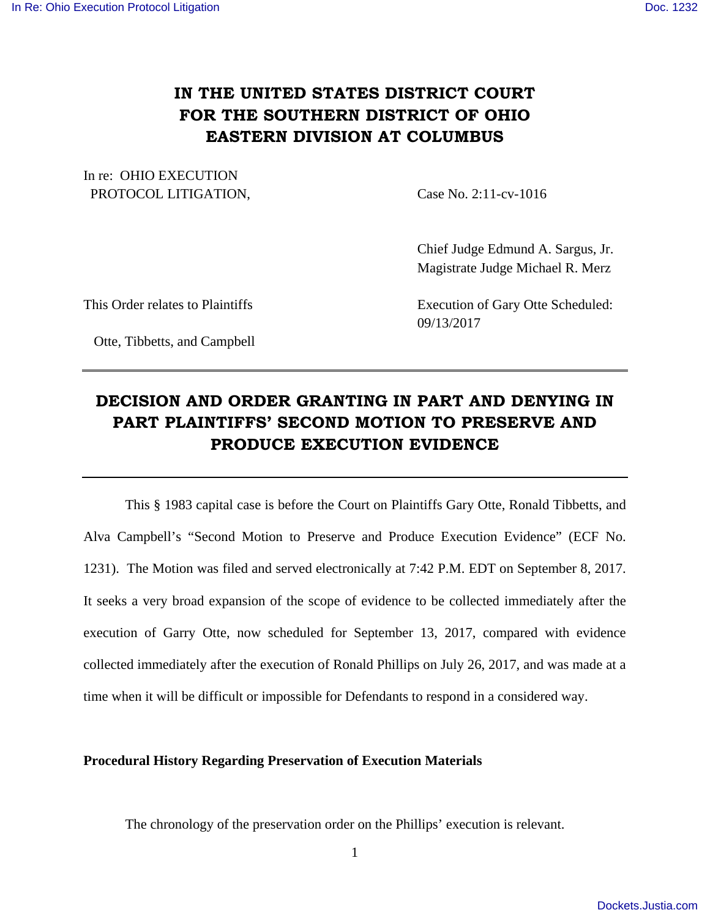# IN THE UNITED STATES DISTRICT COURT FOR THE SOUTHERN DISTRICT OF OHIO EASTERN DIVISION AT COLUMBUS

In re: OHIO EXECUTION PROTOCOL LITIGATION,

Case No. 2:11-cv-1016

Chief Judge Edmund A. Sargus, Jr.
Magistrate Judge Michael R. Merz

This Order relates to Plaintiffs Otte, Tibbetts, and Campbell

Execution of Gary Otte Scheduled: 09/13/2017

---

## DECISION AND ORDER GRANTING IN PART AND DENYING IN PART PLAINTIFFS' SECOND MOTION TO PRESERVE AND PRODUCE EXECUTION EVIDENCE

---

This § 1983 capital case is before the Court on Plaintiffs Gary Otte, Ronald Tibbetts, and Alva Campbell's "Second Motion to Preserve and Produce Execution Evidence" (ECF No. 1231). The Motion was filed and served electronically at 7:42 P.M. EDT on September 8, 2017. It seeks a very broad expansion of the scope of evidence to be collected immediately after the execution of Garry Otte, now scheduled for September 13, 2017, compared with evidence collected immediately after the execution of Ronald Phillips on July 26, 2017, and was made at a time when it will be difficult or impossible for Defendants to respond in a considered way.

**Procedural History Regarding Preservation of Execution Materials**

The chronology of the preservation order on the Phillips' execution is relevant.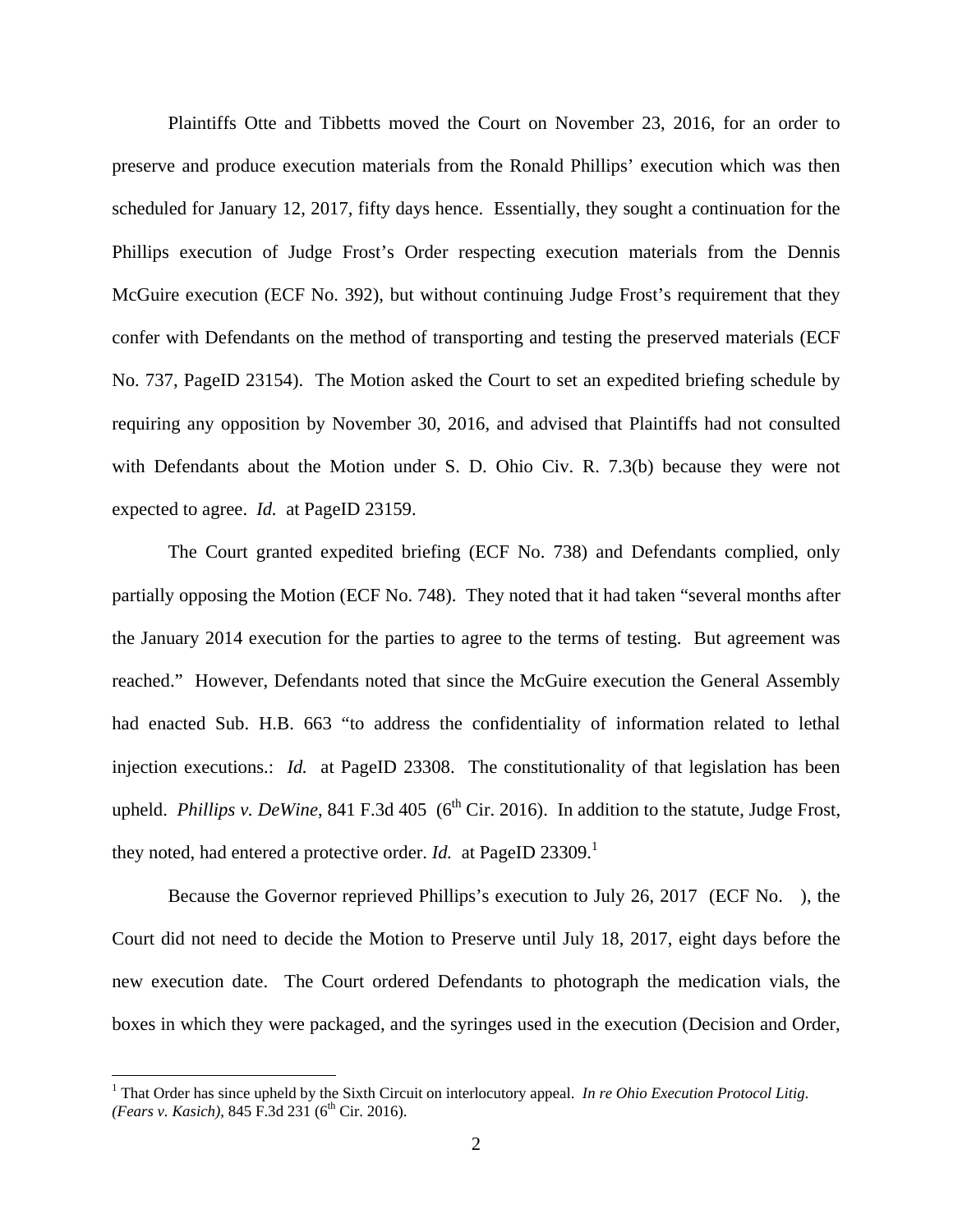Plaintiffs Otte and Tibbetts moved the Court on November 23, 2016, for an order to preserve and produce execution materials from the Ronald Phillips' execution which was then scheduled for January 12, 2017, fifty days hence. Essentially, they sought a continuation for the Phillips execution of Judge Frost's Order respecting execution materials from the Dennis McGuire execution (ECF No. 392), but without continuing Judge Frost's requirement that they confer with Defendants on the method of transporting and testing the preserved materials (ECF No. 737, PageID 23154). The Motion asked the Court to set an expedited briefing schedule by requiring any opposition by November 30, 2016, and advised that Plaintiffs had not consulted with Defendants about the Motion under S. D. Ohio Civ. R. 7.3(b) because they were not expected to agree. *Id.* at PageID 23159.

The Court granted expedited briefing (ECF No. 738) and Defendants complied, only partially opposing the Motion (ECF No. 748). They noted that it had taken "several months after the January 2014 execution for the parties to agree to the terms of testing. But agreement was reached." However, Defendants noted that since the McGuire execution the General Assembly had enacted Sub. H.B. 663 "to address the confidentiality of information related to lethal injection executions.: *Id.* at PageID 23308. The constitutionality of that legislation has been upheld. *Phillips v. DeWine*, 841 F.3d 405 (6th Cir. 2016). In addition to the statute, Judge Frost, they noted, had entered a protective order. *Id.* at PageID 23309.[1]

Because the Governor reprieved Phillips's execution to July 26, 2017 (ECF No. ), the Court did not need to decide the Motion to Preserve until July 18, 2017, eight days before the new execution date. The Court ordered Defendants to photograph the medication vials, the boxes in which they were packaged, and the syringes used in the execution (Decision and Order,

[1] That Order has since upheld by the Sixth Circuit on interlocutory appeal. *In re Ohio Execution Protocol Litig. (Fears v. Kasich)*, 845 F.3d 231 (6th Cir. 2016).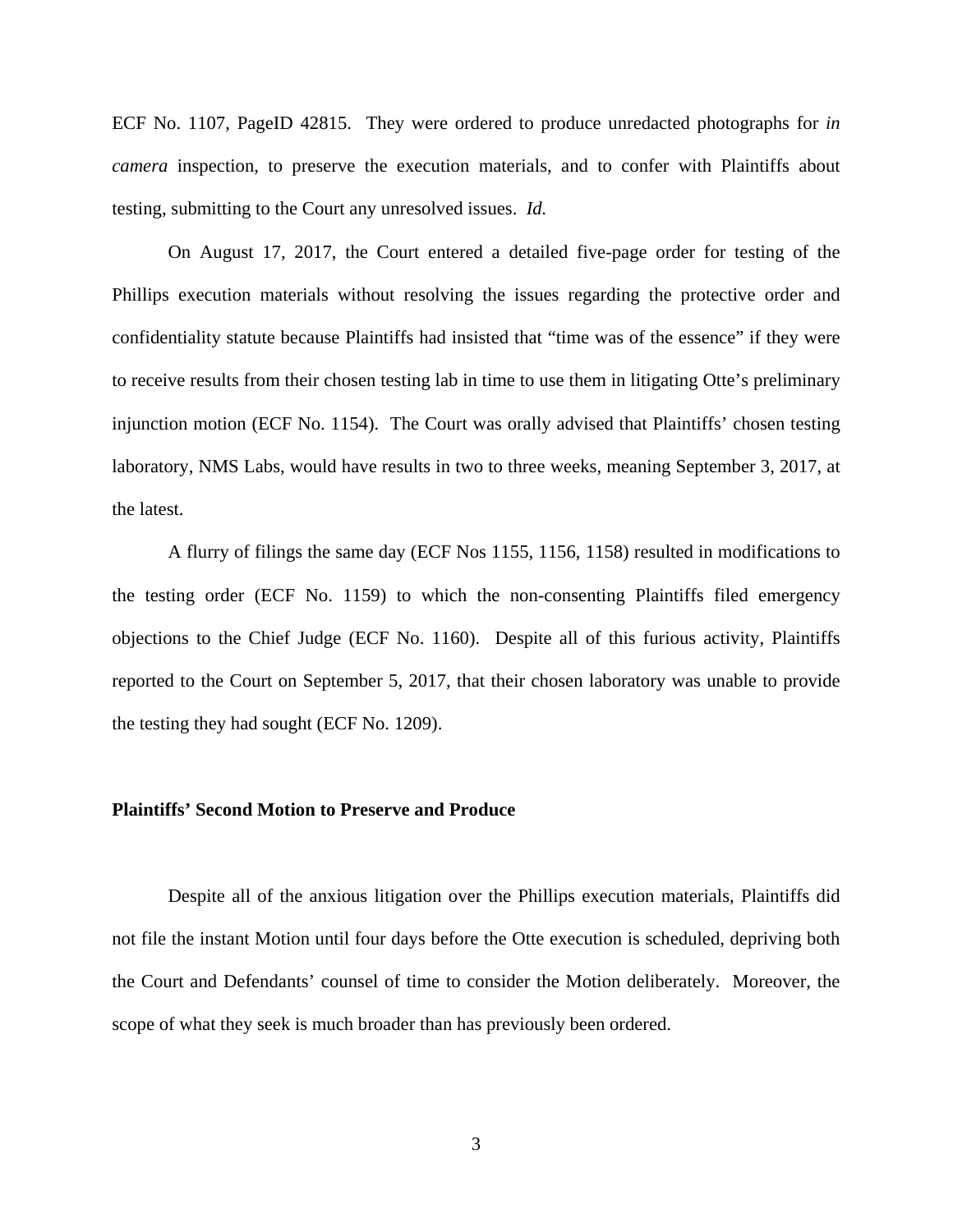ECF No. 1107, PageID 42815. They were ordered to produce unredacted photographs for *in camera* inspection, to preserve the execution materials, and to confer with Plaintiffs about testing, submitting to the Court any unresolved issues. *Id.*

On August 17, 2017, the Court entered a detailed five-page order for testing of the Phillips execution materials without resolving the issues regarding the protective order and confidentiality statute because Plaintiffs had insisted that "time was of the essence" if they were to receive results from their chosen testing lab in time to use them in litigating Otte's preliminary injunction motion (ECF No. 1154). The Court was orally advised that Plaintiffs' chosen testing laboratory, NMS Labs, would have results in two to three weeks, meaning September 3, 2017, at the latest.

A flurry of filings the same day (ECF Nos 1155, 1156, 1158) resulted in modifications to the testing order (ECF No. 1159) to which the non-consenting Plaintiffs filed emergency objections to the Chief Judge (ECF No. 1160). Despite all of this furious activity, Plaintiffs reported to the Court on September 5, 2017, that their chosen laboratory was unable to provide the testing they had sought (ECF No. 1209).

**Plaintiffs' Second Motion to Preserve and Produce**

Despite all of the anxious litigation over the Phillips execution materials, Plaintiffs did not file the instant Motion until four days before the Otte execution is scheduled, depriving both the Court and Defendants' counsel of time to consider the Motion deliberately. Moreover, the scope of what they seek is much broader than has previously been ordered.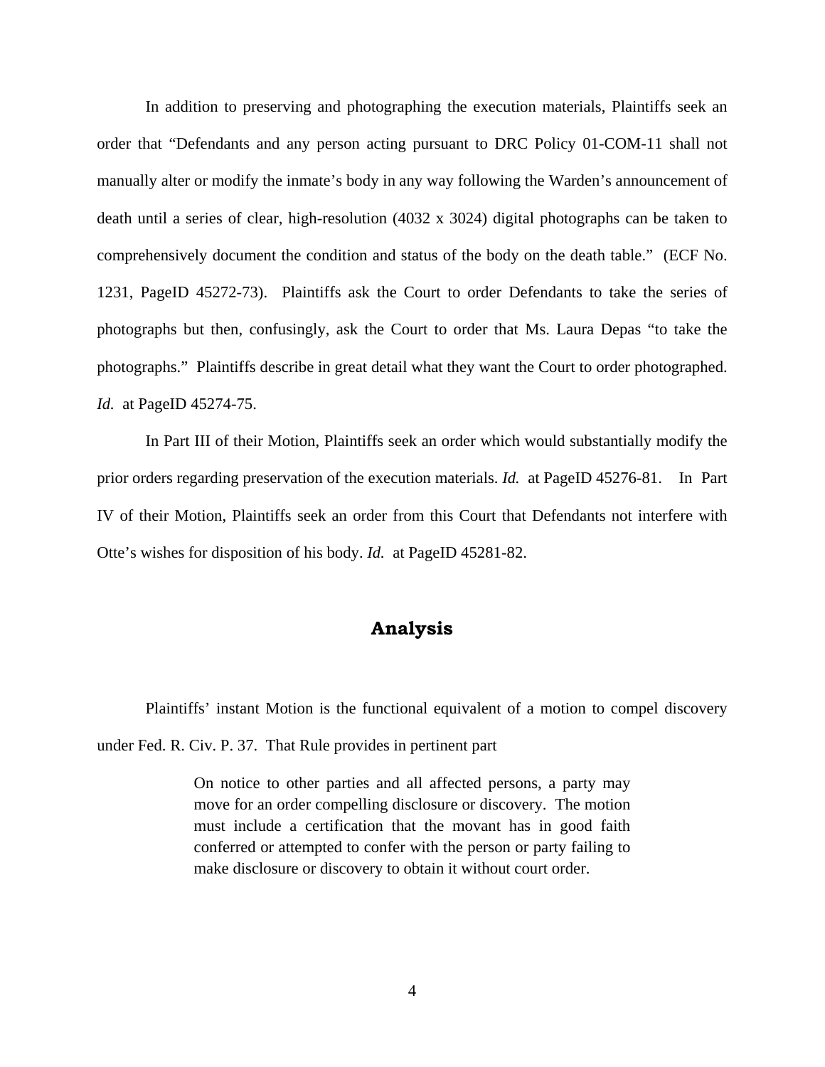In addition to preserving and photographing the execution materials, Plaintiffs seek an order that "Defendants and any person acting pursuant to DRC Policy 01-COM-11 shall not manually alter or modify the inmate's body in any way following the Warden's announcement of death until a series of clear, high-resolution (4032 x 3024) digital photographs can be taken to comprehensively document the condition and status of the body on the death table." (ECF No. 1231, PageID 45272-73). Plaintiffs ask the Court to order Defendants to take the series of photographs but then, confusingly, ask the Court to order that Ms. Laura Depas "to take the photographs." Plaintiffs describe in great detail what they want the Court to order photographed. *Id.* at PageID 45274-75.

In Part III of their Motion, Plaintiffs seek an order which would substantially modify the prior orders regarding preservation of the execution materials. *Id.* at PageID 45276-81. In Part IV of their Motion, Plaintiffs seek an order from this Court that Defendants not interfere with Otte's wishes for disposition of his body. *Id.* at PageID 45281-82.

## Analysis

Plaintiffs' instant Motion is the functional equivalent of a motion to compel discovery under Fed. R. Civ. P. 37. That Rule provides in pertinent part

> On notice to other parties and all affected persons, a party may move for an order compelling disclosure or discovery. The motion must include a certification that the movant has in good faith conferred or attempted to confer with the person or party failing to make disclosure or discovery to obtain it without court order.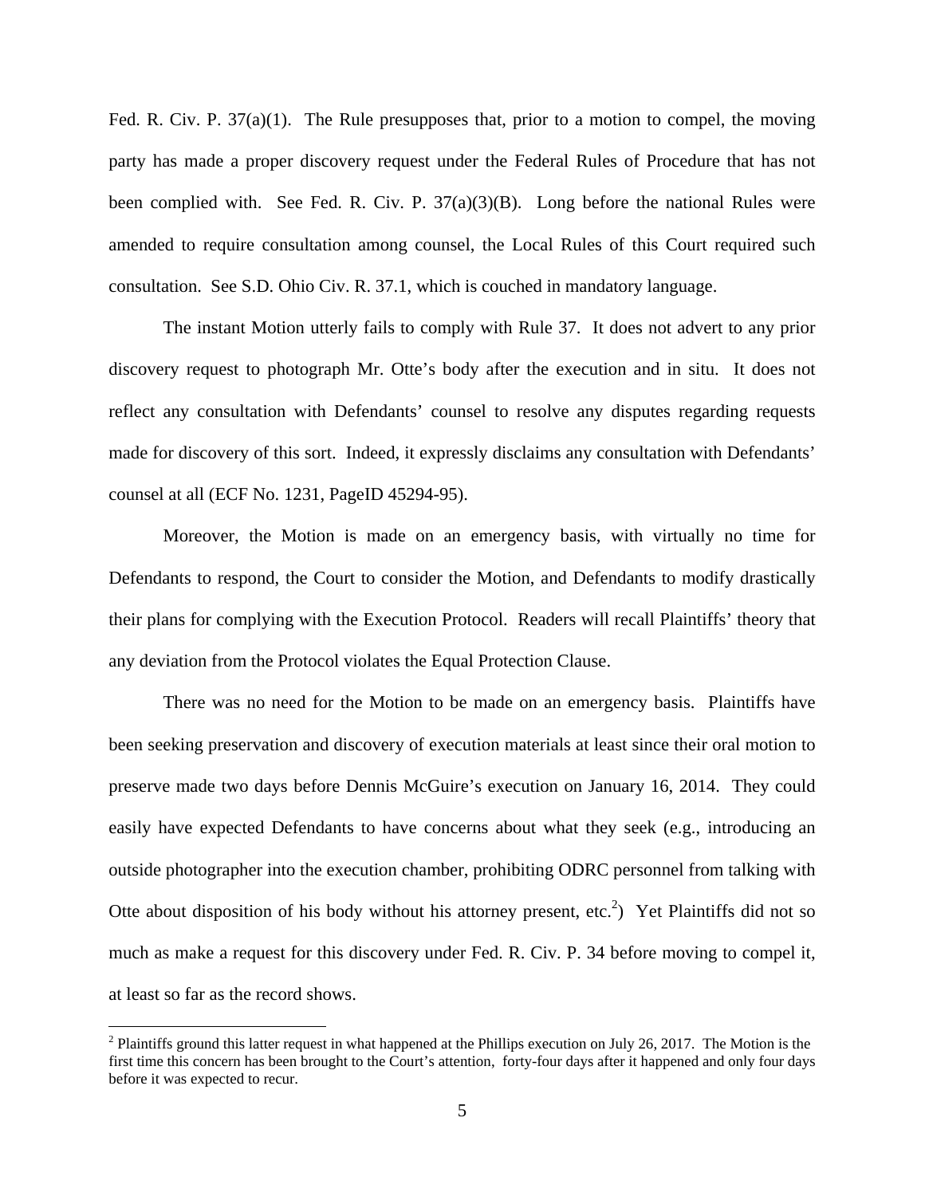Fed. R. Civ. P. 37(a)(1). The Rule presupposes that, prior to a motion to compel, the moving party has made a proper discovery request under the Federal Rules of Procedure that has not been complied with. See Fed. R. Civ. P. 37(a)(3)(B). Long before the national Rules were amended to require consultation among counsel, the Local Rules of this Court required such consultation. See S.D. Ohio Civ. R. 37.1, which is couched in mandatory language.

The instant Motion utterly fails to comply with Rule 37. It does not advert to any prior discovery request to photograph Mr. Otte's body after the execution and in situ. It does not reflect any consultation with Defendants' counsel to resolve any disputes regarding requests made for discovery of this sort. Indeed, it expressly disclaims any consultation with Defendants' counsel at all (ECF No. 1231, PageID 45294-95).

Moreover, the Motion is made on an emergency basis, with virtually no time for Defendants to respond, the Court to consider the Motion, and Defendants to modify drastically their plans for complying with the Execution Protocol. Readers will recall Plaintiffs' theory that any deviation from the Protocol violates the Equal Protection Clause.

There was no need for the Motion to be made on an emergency basis. Plaintiffs have been seeking preservation and discovery of execution materials at least since their oral motion to preserve made two days before Dennis McGuire's execution on January 16, 2014. They could easily have expected Defendants to have concerns about what they seek (e.g., introducing an outside photographer into the execution chamber, prohibiting ODRC personnel from talking with Otte about disposition of his body without his attorney present, etc.[2]) Yet Plaintiffs did not so much as make a request for this discovery under Fed. R. Civ. P. 34 before moving to compel it, at least so far as the record shows.

[2] Plaintiffs ground this latter request in what happened at the Phillips execution on July 26, 2017. The Motion is the first time this concern has been brought to the Court's attention, forty-four days after it happened and only four days before it was expected to recur.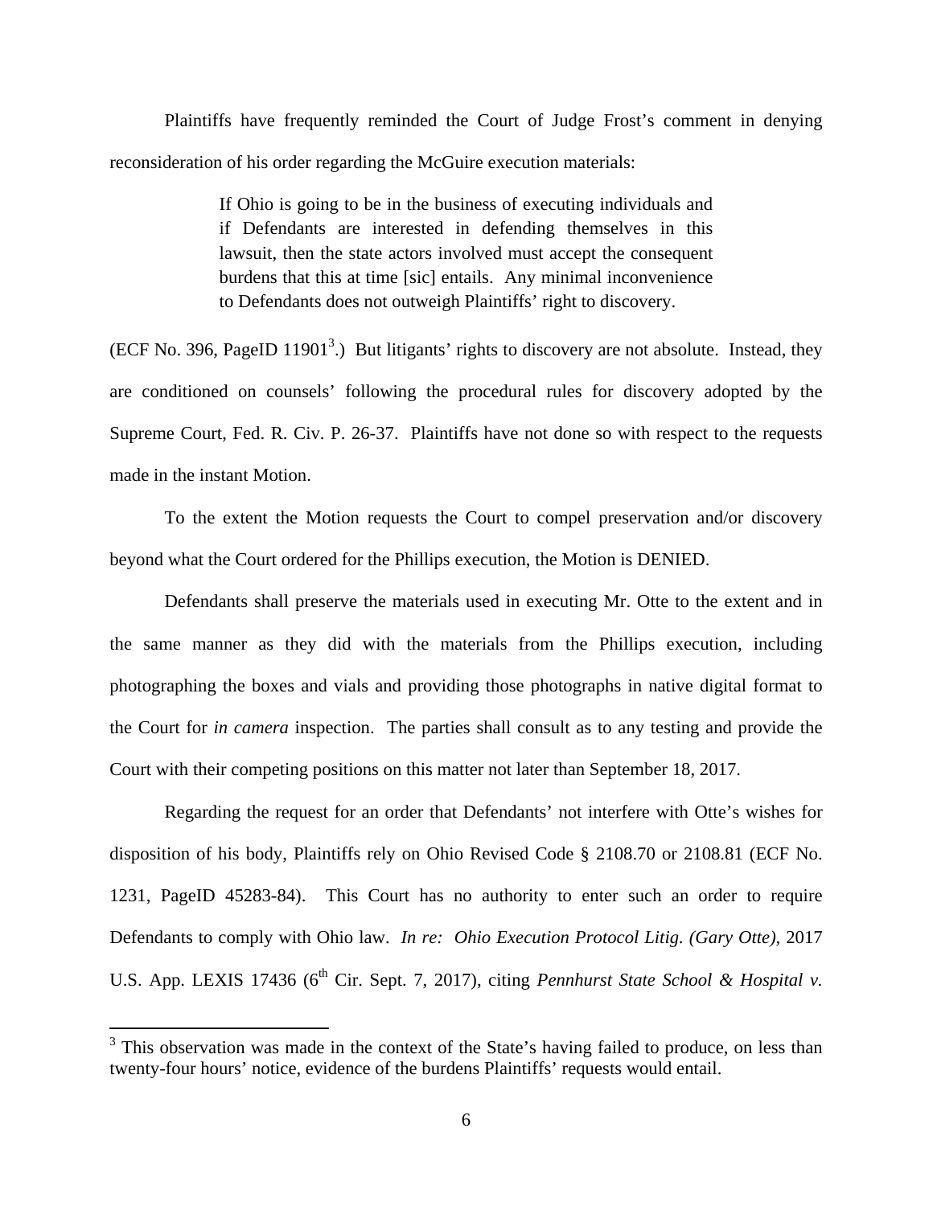Plaintiffs have frequently reminded the Court of Judge Frost's comment in denying reconsideration of his order regarding the McGuire execution materials:

> If Ohio is going to be in the business of executing individuals and if Defendants are interested in defending themselves in this lawsuit, then the state actors involved must accept the consequent burdens that this at time [sic] entails. Any minimal inconvenience to Defendants does not outweigh Plaintiffs' right to discovery.

(ECF No. 396, PageID 11901[3].) But litigants' rights to discovery are not absolute. Instead, they are conditioned on counsels' following the procedural rules for discovery adopted by the Supreme Court, Fed. R. Civ. P. 26-37. Plaintiffs have not done so with respect to the requests made in the instant Motion.

To the extent the Motion requests the Court to compel preservation and/or discovery beyond what the Court ordered for the Phillips execution, the Motion is DENIED.

Defendants shall preserve the materials used in executing Mr. Otte to the extent and in the same manner as they did with the materials from the Phillips execution, including photographing the boxes and vials and providing those photographs in native digital format to the Court for *in camera* inspection. The parties shall consult as to any testing and provide the Court with their competing positions on this matter not later than September 18, 2017.

Regarding the request for an order that Defendants' not interfere with Otte's wishes for disposition of his body, Plaintiffs rely on Ohio Revised Code § 2108.70 or 2108.81 (ECF No. 1231, PageID 45283-84). This Court has no authority to enter such an order to require Defendants to comply with Ohio law. *In re: Ohio Execution Protocol Litig. (Gary Otte)*, 2017 U.S. App. LEXIS 17436 (6th Cir. Sept. 7, 2017), citing *Pennhurst State School & Hospital v.*

---

[3] This observation was made in the context of the State's having failed to produce, on less than twenty-four hours' notice, evidence of the burdens Plaintiffs' requests would entail.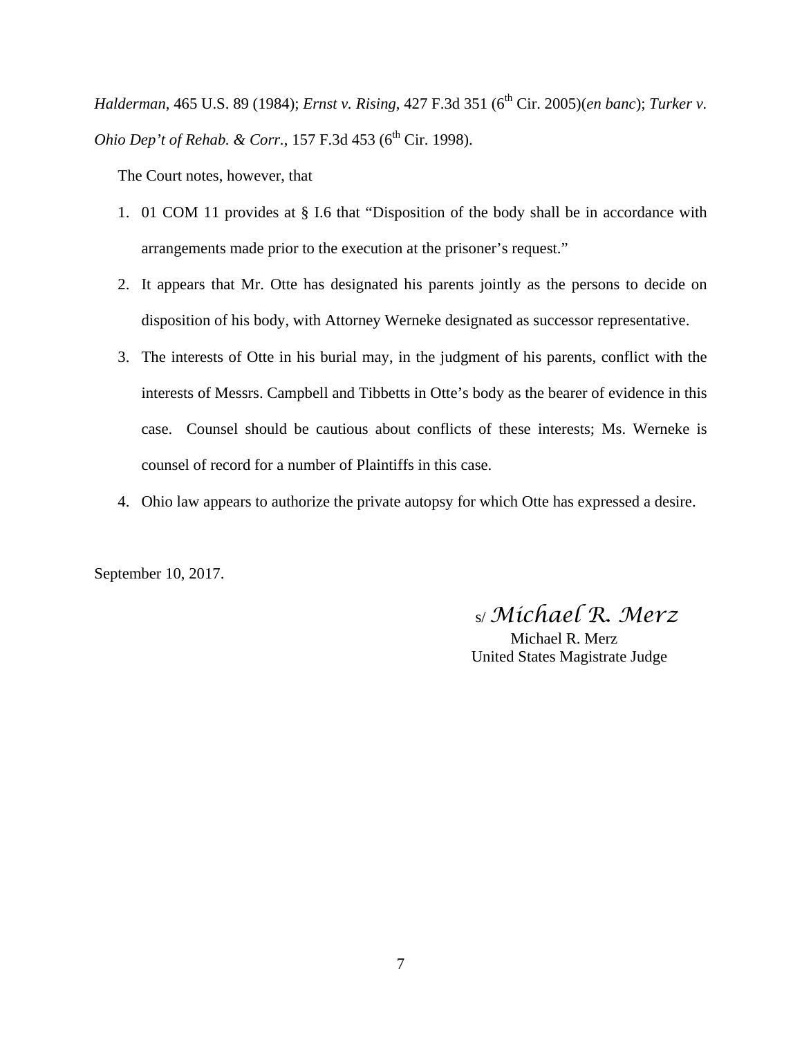*Halderman*, 465 U.S. 89 (1984); *Ernst v. Rising*, 427 F.3d 351 (6th Cir. 2005)(*en banc*); *Turker v. Ohio Dep't of Rehab. & Corr.*, 157 F.3d 453 (6th Cir. 1998).

The Court notes, however, that

1. 01 COM 11 provides at § I.6 that "Disposition of the body shall be in accordance with arrangements made prior to the execution at the prisoner's request."
2. It appears that Mr. Otte has designated his parents jointly as the persons to decide on disposition of his body, with Attorney Werneke designated as successor representative.
3. The interests of Otte in his burial may, in the judgment of his parents, conflict with the interests of Messrs. Campbell and Tibbetts in Otte's body as the bearer of evidence in this case. Counsel should be cautious about conflicts of these interests; Ms. Werneke is counsel of record for a number of Plaintiffs in this case.
4. Ohio law appears to authorize the private autopsy for which Otte has expressed a desire.

September 10, 2017.

s/ *Michael R. Merz*
Michael R. Merz
United States Magistrate Judge